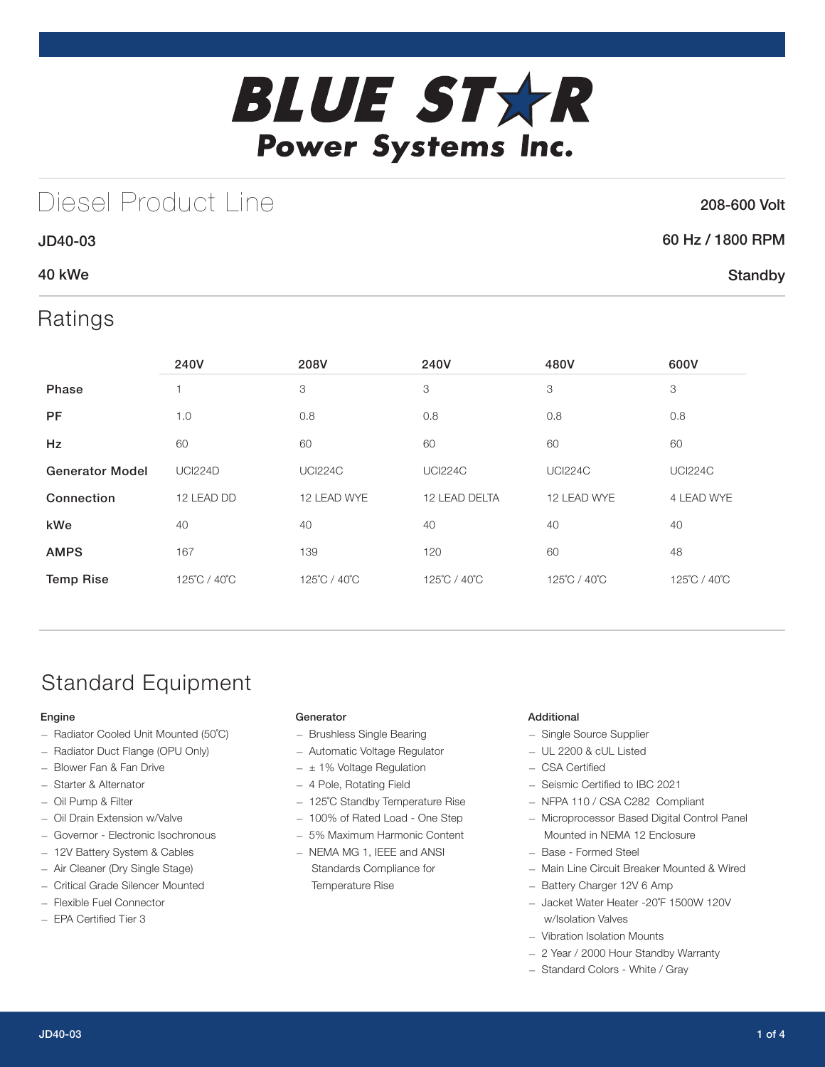# BLUE STAR

## Power Systems Inc.

# Diesel Product Line

**208-600 Volt**

**JD40-03**

**60 Hz / 1800 RPM**

**40 kWe**

**Standby**

## Ratings

| | 240V | 208V | 240V | 480V | 600V |
|---|---|---|---|---|---|
| **Phase** | 1 | 3 | 3 | 3 | 3 |
| **PF** | 1.0 | 0.8 | 0.8 | 0.8 | 0.8 |
| **Hz** | 60 | 60 | 60 | 60 | 60 |
| **Generator Model** | UCI224D | UCI224C | UCI224C | UCI224C | UCI224C |
| **Connection** | 12 LEAD DD | 12 LEAD WYE | 12 LEAD DELTA | 12 LEAD WYE | 4 LEAD WYE |
| **kWe** | 40 | 40 | 40 | 40 | 40 |
| **AMPS** | 167 | 139 | 120 | 60 | 48 |
| **Temp Rise** | 125˚C / 40˚C | 125˚C / 40˚C | 125˚C / 40˚C | 125˚C / 40˚C | 125˚C / 40˚C |

## Standard Equipment

### Engine

- Radiator Cooled Unit Mounted (50˚C)
- Radiator Duct Flange (OPU Only)
- Blower Fan & Fan Drive
- Starter & Alternator
- Oil Pump & Filter
- Oil Drain Extension w/Valve
- Governor - Electronic Isochronous
- 12V Battery System & Cables
- Air Cleaner (Dry Single Stage)
- Critical Grade Silencer Mounted
- Flexible Fuel Connector
- EPA Certified Tier 3

### Generator

- Brushless Single Bearing
- Automatic Voltage Regulator
- ± 1% Voltage Regulation
- 4 Pole, Rotating Field
- 125˚C Standby Temperature Rise
- 100% of Rated Load - One Step
- 5% Maximum Harmonic Content
- NEMA MG 1, IEEE and ANSI Standards Compliance for Temperature Rise

### Additional

- Single Source Supplier
- UL 2200 & cUL Listed
- CSA Certified
- Seismic Certified to IBC 2021
- NFPA 110 / CSA C282 Compliant
- Microprocessor Based Digital Control Panel Mounted in NEMA 12 Enclosure
- Base - Formed Steel
- Main Line Circuit Breaker Mounted & Wired
- Battery Charger 12V 6 Amp
- Jacket Water Heater -20˚F 1500W 120V w/Isolation Valves
- Vibration Isolation Mounts
- 2 Year / 2000 Hour Standby Warranty
- Standard Colors - White / Gray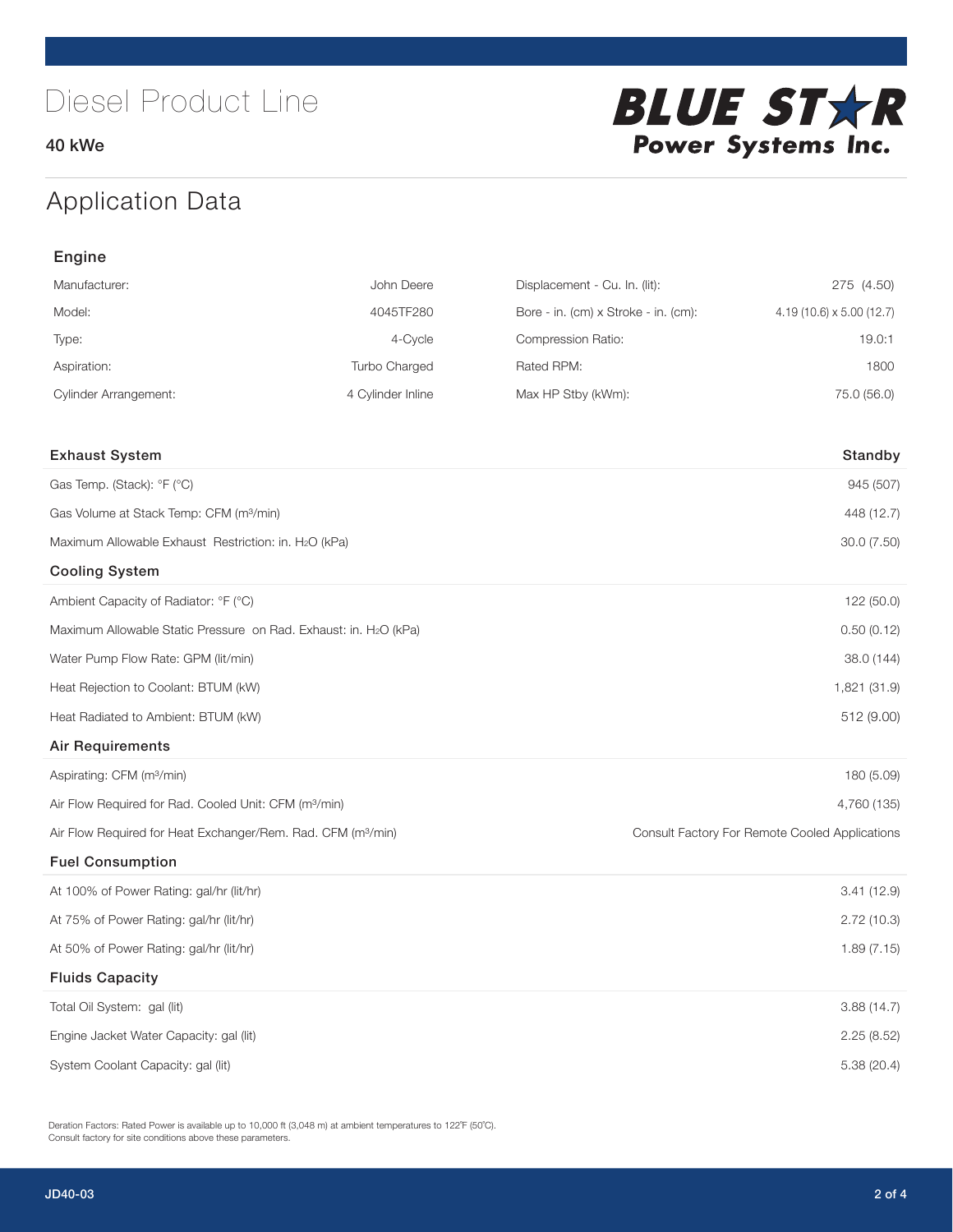# Diesel Product Line

40 kWe

BLUE STAR Power Systems Inc.

## Application Data

### Engine

| | | | |
|---|---|---|---|
| Manufacturer: | John Deere | Displacement - Cu. In. (lit): | 275 (4.50) |
| Model: | 4045TF280 | Bore - in. (cm) x Stroke - in. (cm): | 4.19 (10.6) x 5.00 (12.7) |
| Type: | 4-Cycle | Compression Ratio: | 19.0:1 |
| Aspiration: | Turbo Charged | Rated RPM: | 1800 |
| Cylinder Arrangement: | 4 Cylinder Inline | Max HP Stby (kWm): | 75.0 (56.0) |

| Exhaust System | Standby |
|---|---|
| Gas Temp. (Stack): °F (°C) | 945 (507) |
| Gas Volume at Stack Temp: CFM (m³/min) | 448 (12.7) |
| Maximum Allowable Exhaust Restriction: in. $H_2O$ (kPa) | 30.0 (7.50) |
| **Cooling System** | |
| Ambient Capacity of Radiator: °F (°C) | 122 (50.0) |
| Maximum Allowable Static Pressure on Rad. Exhaust: in. $H_2O$ (kPa) | 0.50 (0.12) |
| Water Pump Flow Rate: GPM (lit/min) | 38.0 (144) |
| Heat Rejection to Coolant: BTUM (kW) | 1,821 (31.9) |
| Heat Radiated to Ambient: BTUM (kW) | 512 (9.00) |
| **Air Requirements** | |
| Aspirating: CFM (m³/min) | 180 (5.09) |
| Air Flow Required for Rad. Cooled Unit: CFM (m³/min) | 4,760 (135) |
| Air Flow Required for Heat Exchanger/Rem. Rad. CFM (m³/min) | Consult Factory For Remote Cooled Applications |
| **Fuel Consumption** | |
| At 100% of Power Rating: gal/hr (lit/hr) | 3.41 (12.9) |
| At 75% of Power Rating: gal/hr (lit/hr) | 2.72 (10.3) |
| At 50% of Power Rating: gal/hr (lit/hr) | 1.89 (7.15) |
| **Fluids Capacity** | |
| Total Oil System: gal (lit) | 3.88 (14.7) |
| Engine Jacket Water Capacity: gal (lit) | 2.25 (8.52) |
| System Coolant Capacity: gal (lit) | 5.38 (20.4) |

Deration Factors: Rated Power is available up to 10,000 ft (3,048 m) at ambient temperatures to 122°F (50°C).
Consult factory for site conditions above these parameters.

JD40-03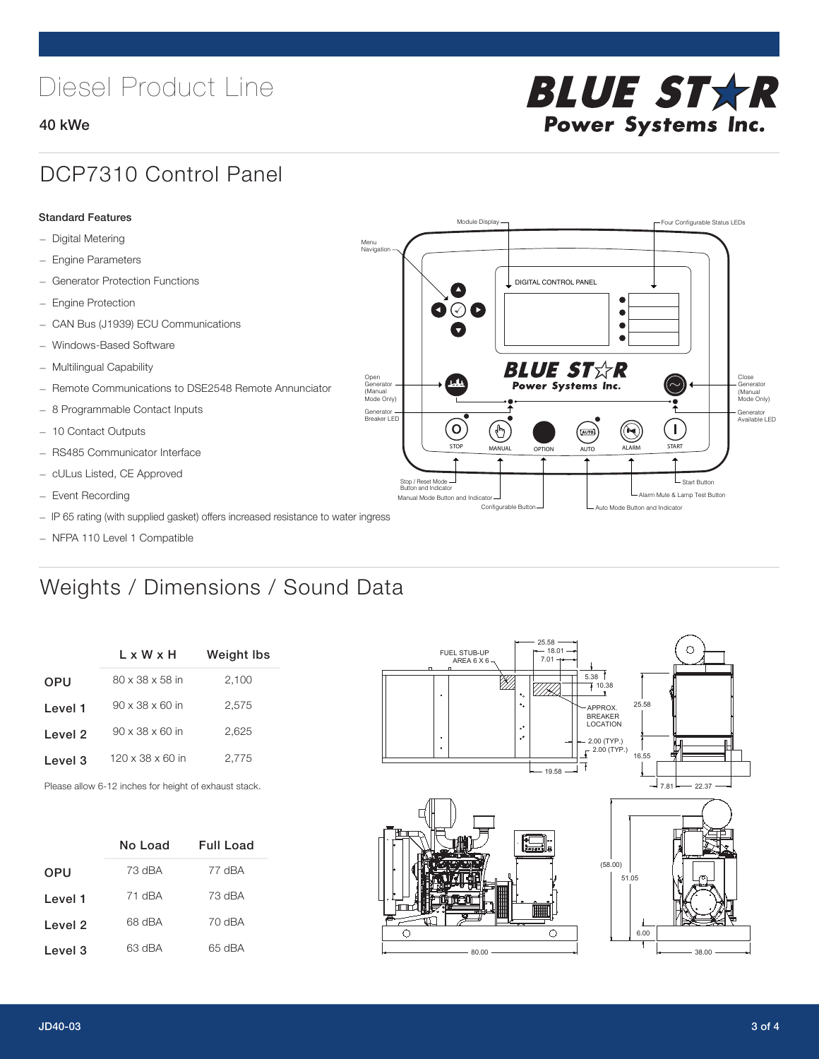# Diesel Product Line

**40 kWe**

## DCP7310 Control Panel

**Standard Features**

- Digital Metering
- Engine Parameters
- Generator Protection Functions
- Engine Protection
- CAN Bus (J1939) ECU Communications
- Windows-Based Software
- Multilingual Capability
- Remote Communications to DSE2548 Remote Annunciator
- 8 Programmable Contact Inputs
- 10 Contact Outputs
- RS485 Communicator Interface
- cULus Listed, CE Approved
- Event Recording
- IP 65 rating (with supplied gasket) offers increased resistance to water ingress
- NFPA 110 Level 1 Compatible

## Weights / Dimensions / Sound Data

| | L x W x H | Weight lbs |
|---|---|---|
| OPU | 80 x 38 x 58 in | 2,100 |
| Level 1 | 90 x 38 x 60 in | 2,575 |
| Level 2 | 90 x 38 x 60 in | 2,625 |
| Level 3 | 120 x 38 x 60 in | 2,775 |

Please allow 6-12 inches for height of exhaust stack.

| | No Load | Full Load |
|---|---|---|
| OPU | 73 dBA | 77 dBA |
| Level 1 | 71 dBA | 73 dBA |
| Level 2 | 68 dBA | 70 dBA |
| Level 3 | 63 dBA | 65 dBA |

JD40-03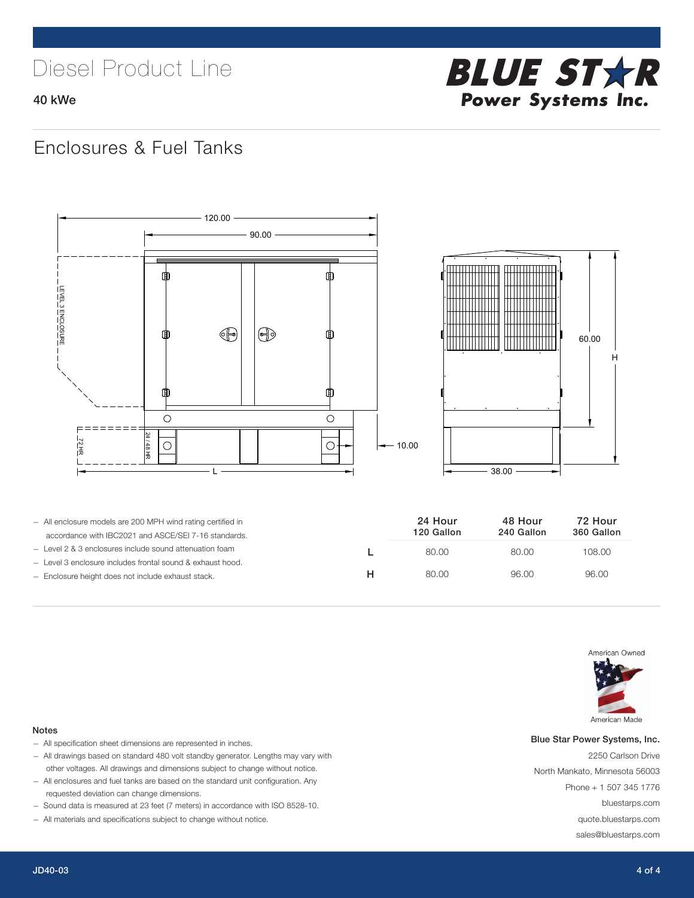# Diesel Product Line

40 kWe

**BLUE STAR Power Systems Inc.**

## Enclosures & Fuel Tanks

120.00
90.00
LEVEL 3 ENCLOSURE
72 HR
24 / 48 HR
L
10.00
60.00
H
38.00

- All enclosure models are 200 MPH wind rating certified in accordance with IBC2021 and ASCE/SEI 7-16 standards.
- Level 2 & 3 enclosures include sound attenuation foam
- Level 3 enclosure includes frontal sound & exhaust hood.
- Enclosure height does not include exhaust stack.

| | 24 Hour 120 Gallon | 48 Hour 240 Gallon | 72 Hour 360 Gallon |
|---|---|---|---|
| **L** | 80.00 | 80.00 | 108.00 |
| **H** | 80.00 | 96.00 | 96.00 |

American Owned
American Made

### Notes

- All specification sheet dimensions are represented in inches.
- All drawings based on standard 480 volt standby generator. Lengths may vary with other voltages. All drawings and dimensions subject to change without notice.
- All enclosures and fuel tanks are based on the standard unit configuration. Any requested deviation can change dimensions.
- Sound data is measured at 23 feet (7 meters) in accordance with ISO 8528-10.
- All materials and specifications subject to change without notice.

**Blue Star Power Systems, Inc.**
2250 Carlson Drive
North Mankato, Minnesota 56003
Phone + 1 507 345 1776
bluestarps.com
quote.bluestarps.com
sales@bluestarps.com

JD40-03